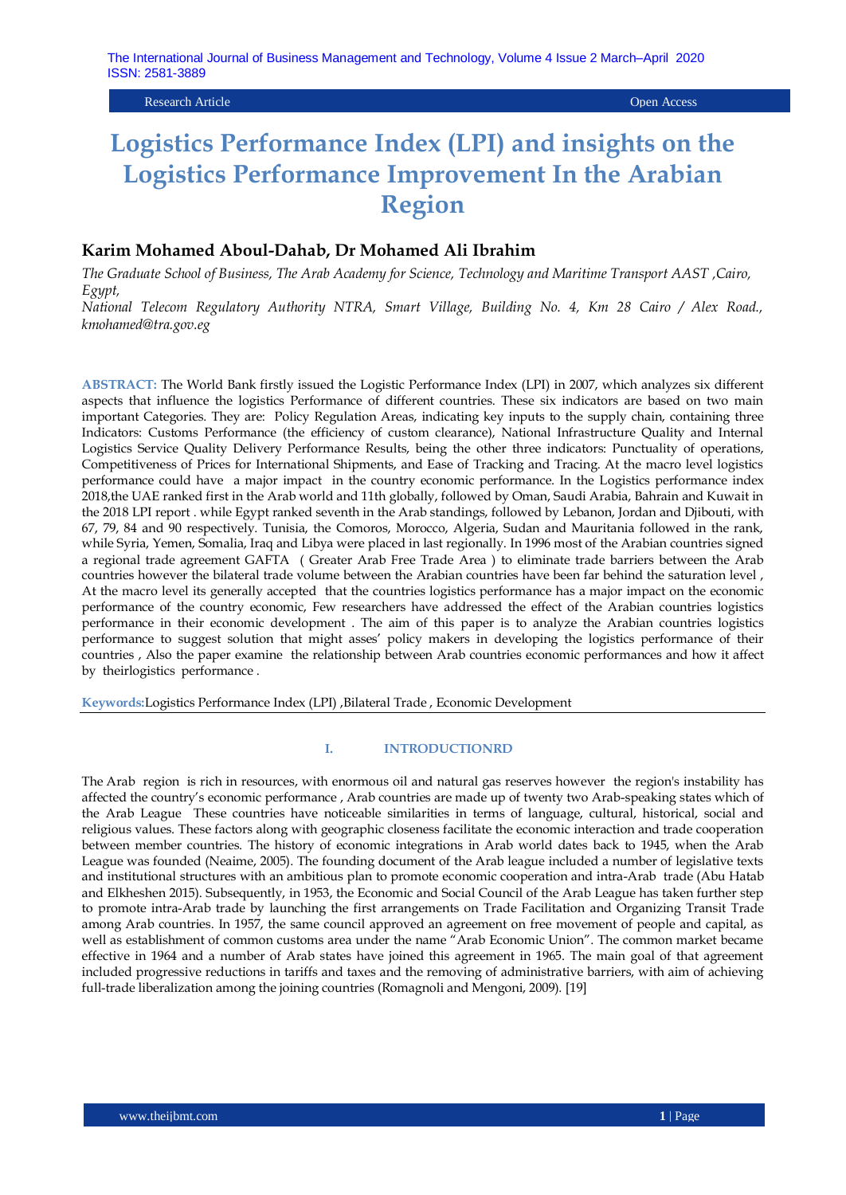Research Article Open Access

# Logistics Performance Index (LPI) and insights on the Logistics Performance Improvement In the Arabian Region

## Karim Mohamed Aboul-Dahab, Dr Mohamed Ali Ibrahim

*The Graduate School of Business, The Arab Academy for Science, Technology and Maritime Transport AAST ,Cairo, Egypt,*
*National Telecom Regulatory Authority NTRA, Smart Village, Building No. 4, Km 28 Cairo / Alex Road., kmohamed@tra.gov.eg*

**ABSTRACT:** The World Bank firstly issued the Logistic Performance Index (LPI) in 2007, which analyzes six different aspects that influence the logistics Performance of different countries. These six indicators are based on two main important Categories. They are: Policy Regulation Areas, indicating key inputs to the supply chain, containing three Indicators: Customs Performance (the efficiency of custom clearance), National Infrastructure Quality and Internal Logistics Service Quality Delivery Performance Results, being the other three indicators: Punctuality of operations, Competitiveness of Prices for International Shipments, and Ease of Tracking and Tracing. At the macro level logistics performance could have a major impact in the country economic performance. In the Logistics performance index 2018,the UAE ranked first in the Arab world and 11th globally, followed by Oman, Saudi Arabia, Bahrain and Kuwait in the 2018 LPI report . while Egypt ranked seventh in the Arab standings, followed by Lebanon, Jordan and Djibouti, with 67, 79, 84 and 90 respectively. Tunisia, the Comoros, Morocco, Algeria, Sudan and Mauritania followed in the rank, while Syria, Yemen, Somalia, Iraq and Libya were placed in last regionally. In 1996 most of the Arabian countries signed a regional trade agreement GAFTA ( Greater Arab Free Trade Area ) to eliminate trade barriers between the Arab countries however the bilateral trade volume between the Arabian countries have been far behind the saturation level , At the macro level its generally accepted that the countries logistics performance has a major impact on the economic performance of the country economic, Few researchers have addressed the effect of the Arabian countries logistics performance in their economic development . The aim of this paper is to analyze the Arabian countries logistics performance to suggest solution that might asses' policy makers in developing the logistics performance of their countries , Also the paper examine the relationship between Arab countries economic performances and how it affect by theirlogistics performance .

**Keywords:**Logistics Performance Index (LPI) ,Bilateral Trade , Economic Development

## I. INTRODUCTIONRD

The Arab region is rich in resources, with enormous oil and natural gas reserves however the region's instability has affected the country's economic performance , Arab countries are made up of twenty two Arab-speaking states which of the Arab League These countries have noticeable similarities in terms of language, cultural, historical, social and religious values. These factors along with geographic closeness facilitate the economic interaction and trade cooperation between member countries. The history of economic integrations in Arab world dates back to 1945, when the Arab League was founded (Neaime, 2005). The founding document of the Arab league included a number of legislative texts and institutional structures with an ambitious plan to promote economic cooperation and intra-Arab trade (Abu Hatab and Elkheshen 2015). Subsequently, in 1953, the Economic and Social Council of the Arab League has taken further step to promote intra-Arab trade by launching the first arrangements on Trade Facilitation and Organizing Transit Trade among Arab countries. In 1957, the same council approved an agreement on free movement of people and capital, as well as establishment of common customs area under the name "Arab Economic Union". The common market became effective in 1964 and a number of Arab states have joined this agreement in 1965. The main goal of that agreement included progressive reductions in tariffs and taxes and the removing of administrative barriers, with aim of achieving full-trade liberalization among the joining countries (Romagnoli and Mengoni, 2009). [19]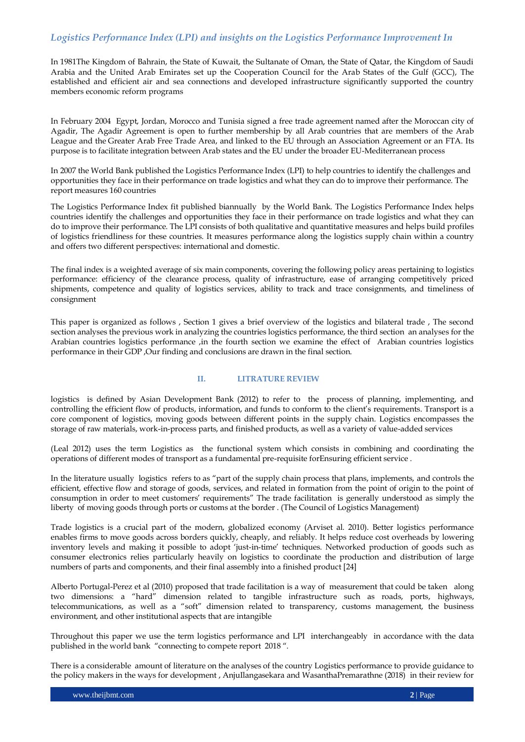In 1981The Kingdom of Bahrain, the State of Kuwait, the Sultanate of Oman, the State of Qatar, the Kingdom of Saudi Arabia and the United Arab Emirates set up the Cooperation Council for the Arab States of the Gulf (GCC), The established and efficient air and sea connections and developed infrastructure significantly supported the country members economic reform programs

In February 2004 Egypt, Jordan, Morocco and Tunisia signed a free trade agreement named after the Moroccan city of Agadir, The Agadir Agreement is open to further membership by all Arab countries that are members of the Arab League and the Greater Arab Free Trade Area, and linked to the EU through an Association Agreement or an FTA. Its purpose is to facilitate integration between Arab states and the EU under the broader EU-Mediterranean process

In 2007 the World Bank published the Logistics Performance Index (LPI) to help countries to identify the challenges and opportunities they face in their performance on trade logistics and what they can do to improve their performance. The report measures 160 countries

The Logistics Performance Index fit published biannually by the World Bank. The Logistics Performance Index helps countries identify the challenges and opportunities they face in their performance on trade logistics and what they can do to improve their performance. The LPI consists of both qualitative and quantitative measures and helps build profiles of logistics friendliness for these countries. It measures performance along the logistics supply chain within a country and offers two different perspectives: international and domestic.

The final index is a weighted average of six main components, covering the following policy areas pertaining to logistics performance: efficiency of the clearance process, quality of infrastructure, ease of arranging competitively priced shipments, competence and quality of logistics services, ability to track and trace consignments, and timeliness of consignment

This paper is organized as follows , Section 1 gives a brief overview of the logistics and bilateral trade , The second section analyses the previous work in analyzing the countries logistics performance, the third section an analyses for the Arabian countries logistics performance ,in the fourth section we examine the effect of Arabian countries logistics performance in their GDP ,Our finding and conclusions are drawn in the final section.

## II. LITRATURE REVIEW

logistics is defined by Asian Development Bank (2012) to refer to the process of planning, implementing, and controlling the efficient flow of products, information, and funds to conform to the client's requirements. Transport is a core component of logistics, moving goods between different points in the supply chain. Logistics encompasses the storage of raw materials, work-in-process parts, and finished products, as well as a variety of value-added services

(Leal 2012) uses the term Logistics as the functional system which consists in combining and coordinating the operations of different modes of transport as a fundamental pre-requisite forEnsuring efficient service .

In the literature usually logistics refers to as "part of the supply chain process that plans, implements, and controls the efficient, effective flow and storage of goods, services, and related in formation from the point of origin to the point of consumption in order to meet customers' requirements" The trade facilitation is generally understood as simply the liberty of moving goods through ports or customs at the border . (The Council of Logistics Management)

Trade logistics is a crucial part of the modern, globalized economy (Arviset al. 2010). Better logistics performance enables firms to move goods across borders quickly, cheaply, and reliably. It helps reduce cost overheads by lowering inventory levels and making it possible to adopt 'just-in-time' techniques. Networked production of goods such as consumer electronics relies particularly heavily on logistics to coordinate the production and distribution of large numbers of parts and components, and their final assembly into a finished product [24]

Alberto Portugal-Perez et al (2010) proposed that trade facilitation is a way of measurement that could be taken along two dimensions: a "hard" dimension related to tangible infrastructure such as roads, ports, highways, telecommunications, as well as a "soft" dimension related to transparency, customs management, the business environment, and other institutional aspects that are intangible

Throughout this paper we use the term logistics performance and LPI interchangeably in accordance with the data published in the world bank "connecting to compete report 2018 ".

There is a considerable amount of literature on the analyses of the country Logistics performance to provide guidance to the policy makers in the ways for development , AnjuIlangasekara and WasanthaPremarathne (2018) in their review for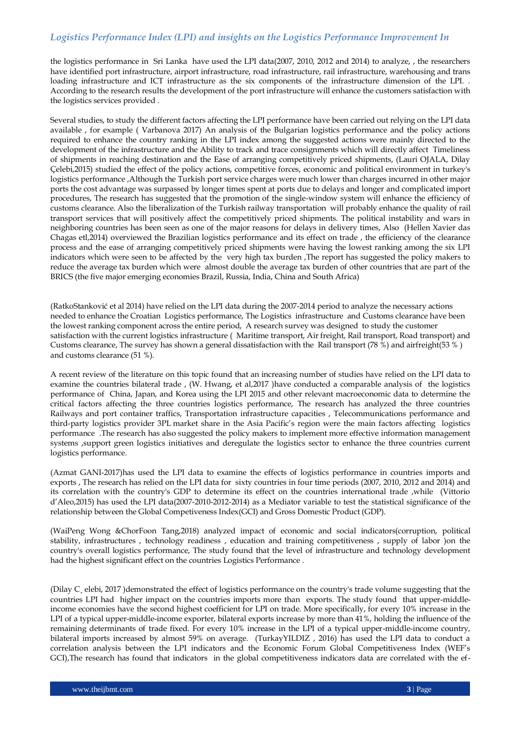the logistics performance in Sri Lanka have used the LPI data(2007, 2010, 2012 and 2014) to analyze, , the researchers have identified port infrastructure, airport infrastructure, road infrastructure, rail infrastructure, warehousing and trans loading infrastructure and ICT infrastructure as the six components of the infrastructure dimension of the LPI. . According to the research results the development of the port infrastructure will enhance the customers satisfaction with the logistics services provided .

Several studies, to study the different factors affecting the LPI performance have been carried out relying on the LPI data available , for example ( Varbanova 2017) An analysis of the Bulgarian logistics performance and the policy actions required to enhance the country ranking in the LPI index among the suggested actions were mainly directed to the development of the infrastructure and the Ability to track and trace consignments which will directly affect Timeliness of shipments in reaching destination and the Ease of arranging competitively priced shipments, (Lauri OJALA, Dilay Çelebi,2015) studied the effect of the policy actions, competitive forces, economic and political environment in turkey's logistics performance ,Although the Turkish port service charges were much lower than charges incurred in other major ports the cost advantage was surpassed by longer times spent at ports due to delays and longer and complicated import procedures, The research has suggested that the promotion of the single-window system will enhance the efficiency of customs clearance. Also the liberalization of the Turkish railway transportation will probably enhance the quality of rail transport services that will positively affect the competitively priced shipments. The political instability and wars in neighboring countries has been seen as one of the major reasons for delays in delivery times, Also (Hellen Xavier das Chagas etl,2014) overviewed the Brazilian logistics performance and its effect on trade , the efficiency of the clearance process and the ease of arranging competitively priced shipments were having the lowest ranking among the six LPI indicators which were seen to be affected by the very high tax burden ,The report has suggested the policy makers to reduce the average tax burden which were almost double the average tax burden of other countries that are part of the BRICS (the five major emerging economies Brazil, Russia, India, China and South Africa)

(RatkoStanković et al 2014) have relied on the LPI data during the 2007-2014 period to analyze the necessary actions needed to enhance the Croatian Logistics performance, The Logistics infrastructure and Customs clearance have been the lowest ranking component across the entire period, A research survey was designed to study the customer satisfaction with the current logistics infrastructure ( Maritime transport, Air freight, Rail transport, Road transport) and Customs clearance, The survey has shown a general dissatisfaction with the Rail transport (78 %) and airfreight(53 % ) and customs clearance (51 %).

A recent review of the literature on this topic found that an increasing number of studies have relied on the LPI data to examine the countries bilateral trade , (W. Hwang, et al,2017 )have conducted a comparable analysis of the logistics performance of China, Japan, and Korea using the LPI 2015 and other relevant macroeconomic data to determine the critical factors affecting the three countries logistics performance, The research has analyzed the three countries Railways and port container traffics, Transportation infrastructure capacities , Telecommunications performance and third-party logistics provider 3PL market share in the Asia Pacific's region were the main factors affecting logistics performance .The research has also suggested the policy makers to implement more effective information management systems ,support green logistics initiatives and deregulate the logistics sector to enhance the three countries current logistics performance.

(Azmat GANI-2017)has used the LPI data to examine the effects of logistics performance in countries imports and exports , The research has relied on the LPI data for sixty countries in four time periods (2007, 2010, 2012 and 2014) and its correlation with the country's GDP to determine its effect on the countries international trade ,while (Vittorio d'Aleo,2015) has used the LPI data(2007-2010-2012-2014) as a Mediator variable to test the statistical significance of the relationship between the Global Competiveness Index(GCI) and Gross Domestic Product (GDP).

(WaiPeng Wong &ChorFoon Tang,2018) analyzed impact of economic and social indicators(corruption, political stability, infrastructures , technology readiness , education and training competitiveness , supply of labor )on the country's overall logistics performance, The study found that the level of infrastructure and technology development had the highest significant effect on the countries Logistics Performance .

(Dilay C¸ elebi, 2017 )demonstrated the effect of logistics performance on the country's trade volume suggesting that the countries LPI had higher impact on the countries imports more than exports. The study found that upper-middle-income economies have the second highest coefficient for LPI on trade. More specifically, for every 10% increase in the LPI of a typical upper-middle-income exporter, bilateral exports increase by more than 41%, holding the influence of the remaining determinants of trade fixed. For every 10% increase in the LPI of a typical upper-middle-income country, bilateral imports increased by almost 59% on average. (TurkayYILDIZ , 2016) has used the LPI data to conduct a correlation analysis between the LPI indicators and the Economic Forum Global Competitiveness Index (WEF's GCI),The research has found that indicators in the global competitiveness indicators data are correlated with the ef-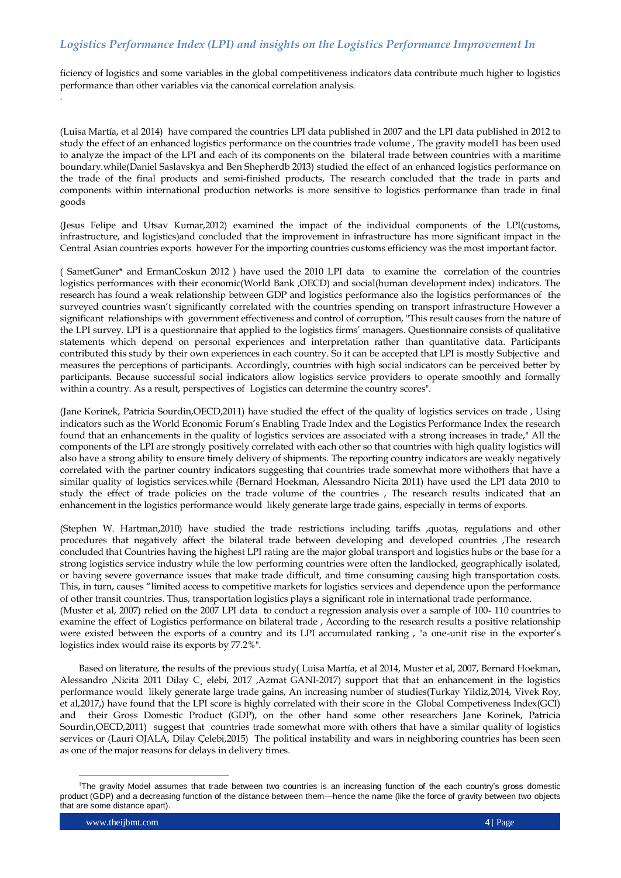ficiency of logistics and some variables in the global competitiveness indicators data contribute much higher to logistics performance than other variables via the canonical correlation analysis.

.

(Luisa Martía, et al 2014) have compared the countries LPI data published in 2007 and the LPI data published in 2012 to study the effect of an enhanced logistics performance on the countries trade volume , The gravity model[1] has been used to analyze the impact of the LPI and each of its components on the bilateral trade between countries with a maritime boundary.while(Daniel Saslavskya and Ben Shepherdb 2013) studied the effect of an enhanced logistics performance on the trade of the final products and semi-finished products, The research concluded that the trade in parts and components within international production networks is more sensitive to logistics performance than trade in final goods

(Jesus Felipe and Utsav Kumar,2012) examined the impact of the individual components of the LPI(customs, infrastructure, and logistics)and concluded that the improvement in infrastructure has more significant impact in the Central Asian countries exports however For the importing countries customs efficiency was the most important factor.

( SametGuner* and ErmanCoskun 2012 ) have used the 2010 LPI data to examine the correlation of the countries logistics performances with their economic(World Bank ,OECD) and social(human development index) indicators. The research has found a weak relationship between GDP and logistics performance also the logistics performances of the surveyed countries wasn't significantly correlated with the countries spending on transport infrastructure However a significant relationships with government effectiveness and control of corruption, "This result causes from the nature of the LPI survey. LPI is a questionnaire that applied to the logistics firms' managers. Questionnaire consists of qualitative statements which depend on personal experiences and interpretation rather than quantitative data. Participants contributed this study by their own experiences in each country. So it can be accepted that LPI is mostly Subjective and measures the perceptions of participants. Accordingly, countries with high social indicators can be perceived better by participants. Because successful social indicators allow logistics service providers to operate smoothly and formally within a country. As a result, perspectives of Logistics can determine the country scores".

(Jane Korinek, Patricia Sourdin,OECD,2011) have studied the effect of the quality of logistics services on trade , Using indicators such as the World Economic Forum's Enabling Trade Index and the Logistics Performance Index the research found that an enhancements in the quality of logistics services are associated with a strong increases in trade," All the components of the LPI are strongly positively correlated with each other so that countries with high quality logistics will also have a strong ability to ensure timely delivery of shipments. The reporting country indicators are weakly negatively correlated with the partner country indicators suggesting that countries trade somewhat more withothers that have a similar quality of logistics services.while (Bernard Hoekman, Alessandro Nicita 2011) have used the LPI data 2010 to study the effect of trade policies on the trade volume of the countries , The research results indicated that an enhancement in the logistics performance would likely generate large trade gains, especially in terms of exports.

(Stephen W. Hartman,2010) have studied the trade restrictions including tariffs ,quotas, regulations and other procedures that negatively affect the bilateral trade between developing and developed countries ,The research concluded that Countries having the highest LPI rating are the major global transport and logistics hubs or the base for a strong logistics service industry while the low performing countries were often the landlocked, geographically isolated, or having severe governance issues that make trade difficult, and time consuming causing high transportation costs. This, in turn, causes "limited access to competitive markets for logistics services and dependence upon the performance of other transit countries. Thus, transportation logistics plays a significant role in international trade performance.
(Muster et al, 2007) relied on the 2007 LPI data to conduct a regression analysis over a sample of 100- 110 countries to examine the effect of Logistics performance on bilateral trade , According to the research results a positive relationship were existed between the exports of a country and its LPI accumulated ranking , "a one-unit rise in the exporter's logistics index would raise its exports by 77.2%".

Based on literature, the results of the previous study( Luisa Martía, et al 2014, Muster et al, 2007, Bernard Hoekman, Alessandro ,Nicita 2011 Dilay C¸ elebi, 2017 ,Azmat GANI-2017) support that that an enhancement in the logistics performance would likely generate large trade gains, An increasing number of studies(Turkay Yildiz,2014, Vivek Roy, et al,2017,) have found that the LPI score is highly correlated with their score in the Global Competiveness Index(GCI) and their Gross Domestic Product (GDP), on the other hand some other researchers Jane Korinek, Patricia Sourdin,OECD,2011) suggest that countries trade somewhat more with others that have a similar quality of logistics services or (Lauri OJALA, Dilay Çelebi,2015) The political instability and wars in neighboring countries has been seen as one of the major reasons for delays in delivery times.

---

[1] The gravity Model assumes that trade between two countries is an increasing function of the each country's gross domestic product (GDP) and a decreasing function of the distance between them—hence the name (like the force of gravity between two objects that are some distance apart).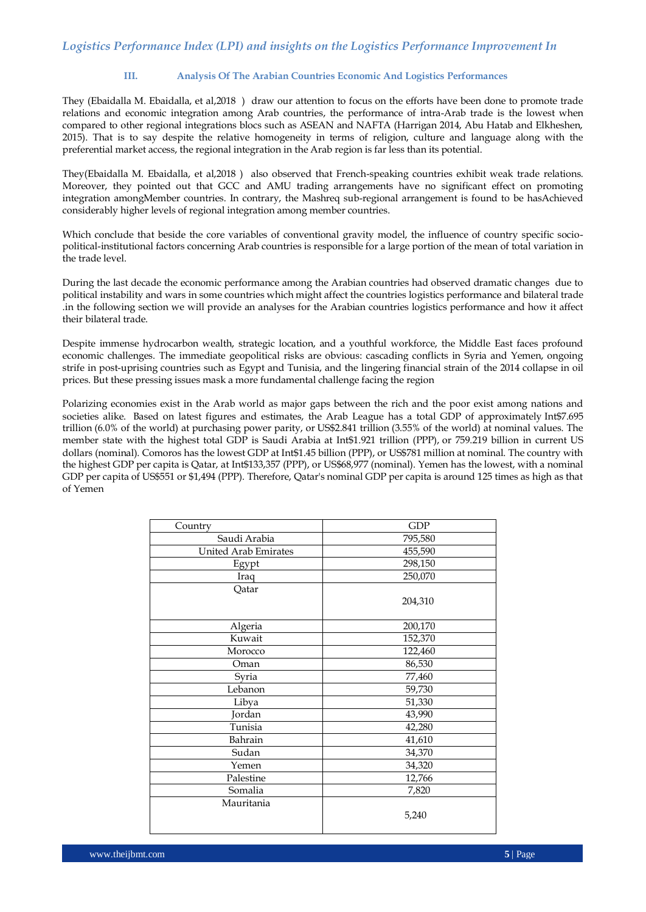### III. Analysis Of The Arabian Countries Economic And Logistics Performances

They (Ebaidalla M. Ebaidalla, et al,2018 ) draw our attention to focus on the efforts have been done to promote trade relations and economic integration among Arab countries, the performance of intra-Arab trade is the lowest when compared to other regional integrations blocs such as ASEAN and NAFTA (Harrigan 2014, Abu Hatab and Elkheshen, 2015). That is to say despite the relative homogeneity in terms of religion, culture and language along with the preferential market access, the regional integration in the Arab region is far less than its potential.

They(Ebaidalla M. Ebaidalla, et al,2018 ) also observed that French-speaking countries exhibit weak trade relations. Moreover, they pointed out that GCC and AMU trading arrangements have no significant effect on promoting integration amongMember countries. In contrary, the Mashreq sub-regional arrangement is found to be hasAchieved considerably higher levels of regional integration among member countries.

Which conclude that beside the core variables of conventional gravity model, the influence of country specific socio-political-institutional factors concerning Arab countries is responsible for a large portion of the mean of total variation in the trade level.

During the last decade the economic performance among the Arabian countries had observed dramatic changes due to political instability and wars in some countries which might affect the countries logistics performance and bilateral trade .in the following section we will provide an analyses for the Arabian countries logistics performance and how it affect their bilateral trade.

Despite immense hydrocarbon wealth, strategic location, and a youthful workforce, the Middle East faces profound economic challenges. The immediate geopolitical risks are obvious: cascading conflicts in Syria and Yemen, ongoing strife in post-uprising countries such as Egypt and Tunisia, and the lingering financial strain of the 2014 collapse in oil prices. But these pressing issues mask a more fundamental challenge facing the region

Polarizing economies exist in the Arab world as major gaps between the rich and the poor exist among nations and societies alike. Based on latest figures and estimates, the Arab League has a total GDP of approximately Int$7.695 trillion (6.0% of the world) at purchasing power parity, or US$2.841 trillion (3.55% of the world) at nominal values. The member state with the highest total GDP is Saudi Arabia at Int$1.921 trillion (PPP), or 759.219 billion in current US dollars (nominal). Comoros has the lowest GDP at Int$1.45 billion (PPP), or US$781 million at nominal. The country with the highest GDP per capita is Qatar, at Int$133,357 (PPP), or US$68,977 (nominal). Yemen has the lowest, with a nominal GDP per capita of US$551 or $1,494 (PPP). Therefore, Qatar's nominal GDP per capita is around 125 times as high as that of Yemen

| Country | GDP |
|---|---|
| Saudi Arabia | 795,580 |
| United Arab Emirates | 455,590 |
| Egypt | 298,150 |
| Iraq | 250,070 |
| Qatar | 204,310 |
| Algeria | 200,170 |
| Kuwait | 152,370 |
| Morocco | 122,460 |
| Oman | 86,530 |
| Syria | 77,460 |
| Lebanon | 59,730 |
| Libya | 51,330 |
| Jordan | 43,990 |
| Tunisia | 42,280 |
| Bahrain | 41,610 |
| Sudan | 34,370 |
| Yemen | 34,320 |
| Palestine | 12,766 |
| Somalia | 7,820 |
| Mauritania | 5,240 |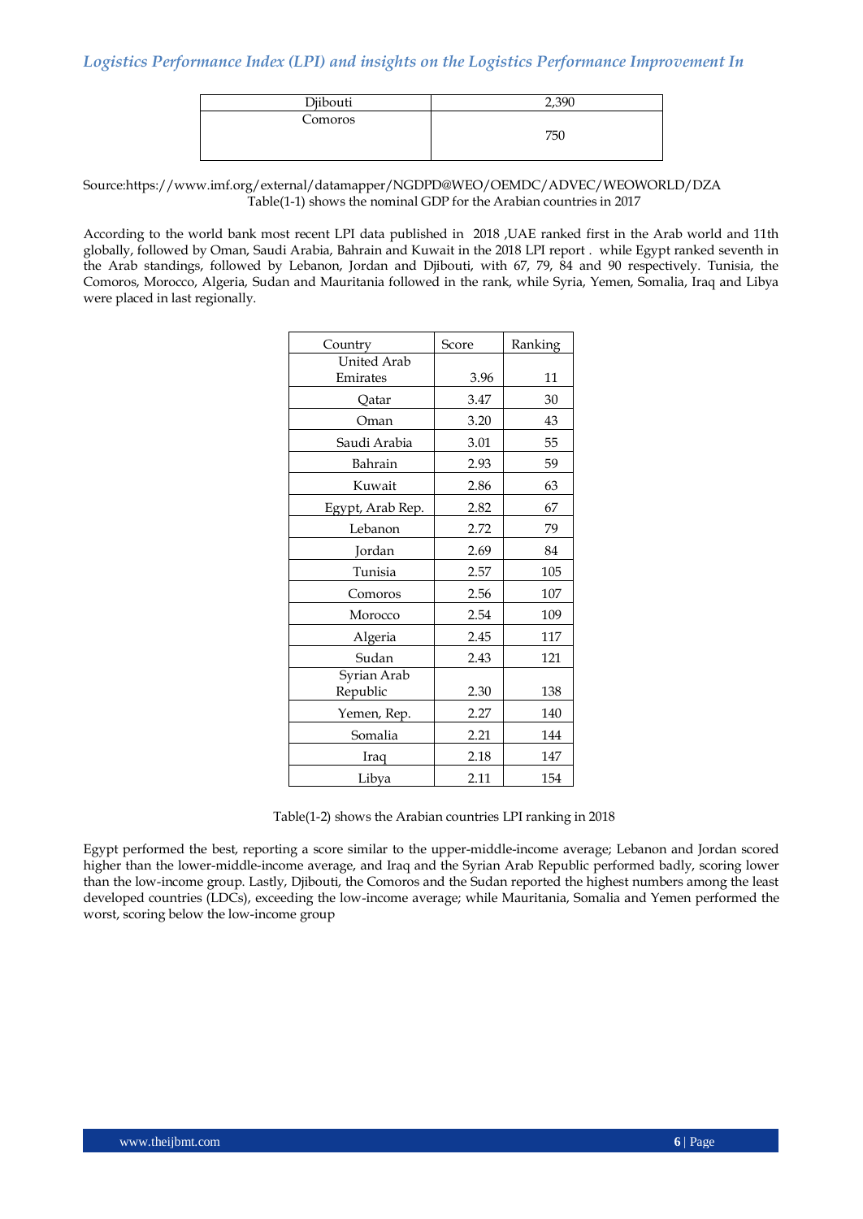| Djibouti | 2,390 |
|---|---|
| Comoros | 750 |

Source:https://www.imf.org/external/datamapper/NGDPD@WEO/OEMDC/ADVEC/WEOWORLD/DZA
Table(1-1) shows the nominal GDP for the Arabian countries in 2017

According to the world bank most recent LPI data published in 2018 ,UAE ranked first in the Arab world and 11th globally, followed by Oman, Saudi Arabia, Bahrain and Kuwait in the 2018 LPI report . while Egypt ranked seventh in the Arab standings, followed by Lebanon, Jordan and Djibouti, with 67, 79, 84 and 90 respectively. Tunisia, the Comoros, Morocco, Algeria, Sudan and Mauritania followed in the rank, while Syria, Yemen, Somalia, Iraq and Libya were placed in last regionally.

| Country | Score | Ranking |
|---|---|---|
| United Arab Emirates | 3.96 | 11 |
| Qatar | 3.47 | 30 |
| Oman | 3.20 | 43 |
| Saudi Arabia | 3.01 | 55 |
| Bahrain | 2.93 | 59 |
| Kuwait | 2.86 | 63 |
| Egypt, Arab Rep. | 2.82 | 67 |
| Lebanon | 2.72 | 79 |
| Jordan | 2.69 | 84 |
| Tunisia | 2.57 | 105 |
| Comoros | 2.56 | 107 |
| Morocco | 2.54 | 109 |
| Algeria | 2.45 | 117 |
| Sudan | 2.43 | 121 |
| Syrian Arab Republic | 2.30 | 138 |
| Yemen, Rep. | 2.27 | 140 |
| Somalia | 2.21 | 144 |
| Iraq | 2.18 | 147 |
| Libya | 2.11 | 154 |

Table(1-2) shows the Arabian countries LPI ranking in 2018

Egypt performed the best, reporting a score similar to the upper-middle-income average; Lebanon and Jordan scored higher than the lower-middle-income average, and Iraq and the Syrian Arab Republic performed badly, scoring lower than the low-income group. Lastly, Djibouti, the Comoros and the Sudan reported the highest numbers among the least developed countries (LDCs), exceeding the low-income average; while Mauritania, Somalia and Yemen performed the worst, scoring below the low-income group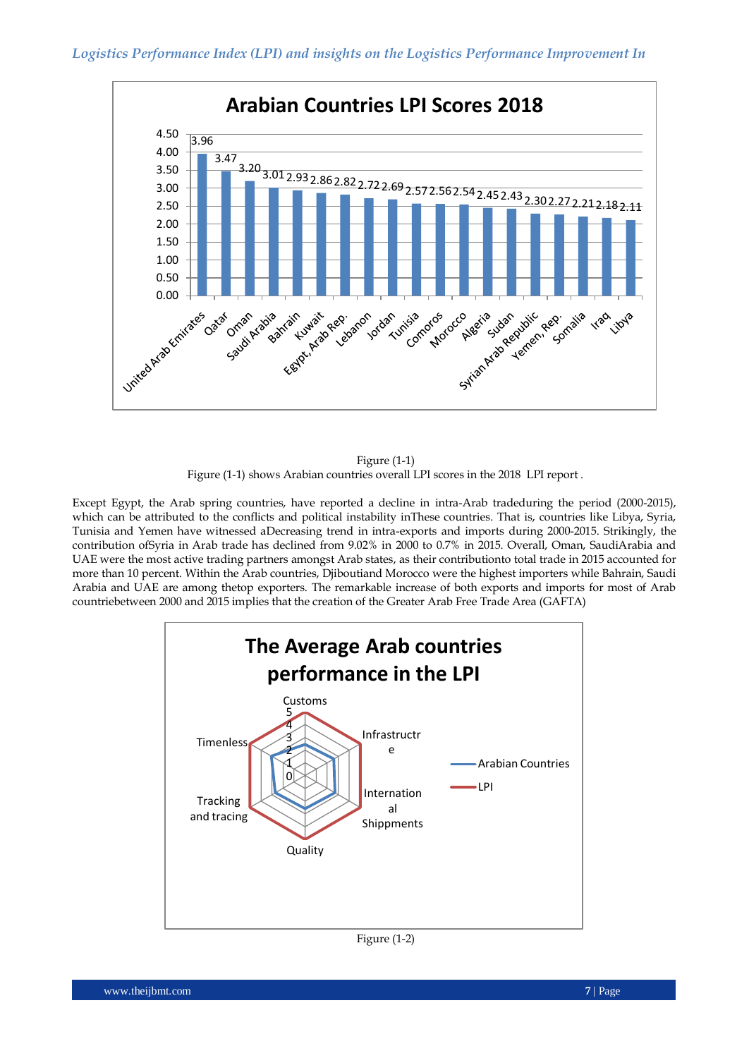Figure (1-1)

Figure (1-1) shows Arabian countries overall LPI scores in the 2018 LPI report .

Except Egypt, the Arab spring countries, have reported a decline in intra-Arab tradeduring the period (2000-2015), which can be attributed to the conflicts and political instability inThese countries. That is, countries like Libya, Syria, Tunisia and Yemen have witnessed aDecreasing trend in intra-exports and imports during 2000-2015. Strikingly, the contribution ofSyria in Arab trade has declined from 9.02% in 2000 to 0.7% in 2015. Overall, Oman, SaudiArabia and UAE were the most active trading partners amongst Arab states, as their contributionto total trade in 2015 accounted for more than 10 percent. Within the Arab countries, Djiboutiand Morocco were the highest importers while Bahrain, Saudi Arabia and UAE are among thetop exporters. The remarkable increase of both exports and imports for most of Arab countriebetween 2000 and 2015 implies that the creation of the Greater Arab Free Trade Area (GAFTA)

Figure (1-2)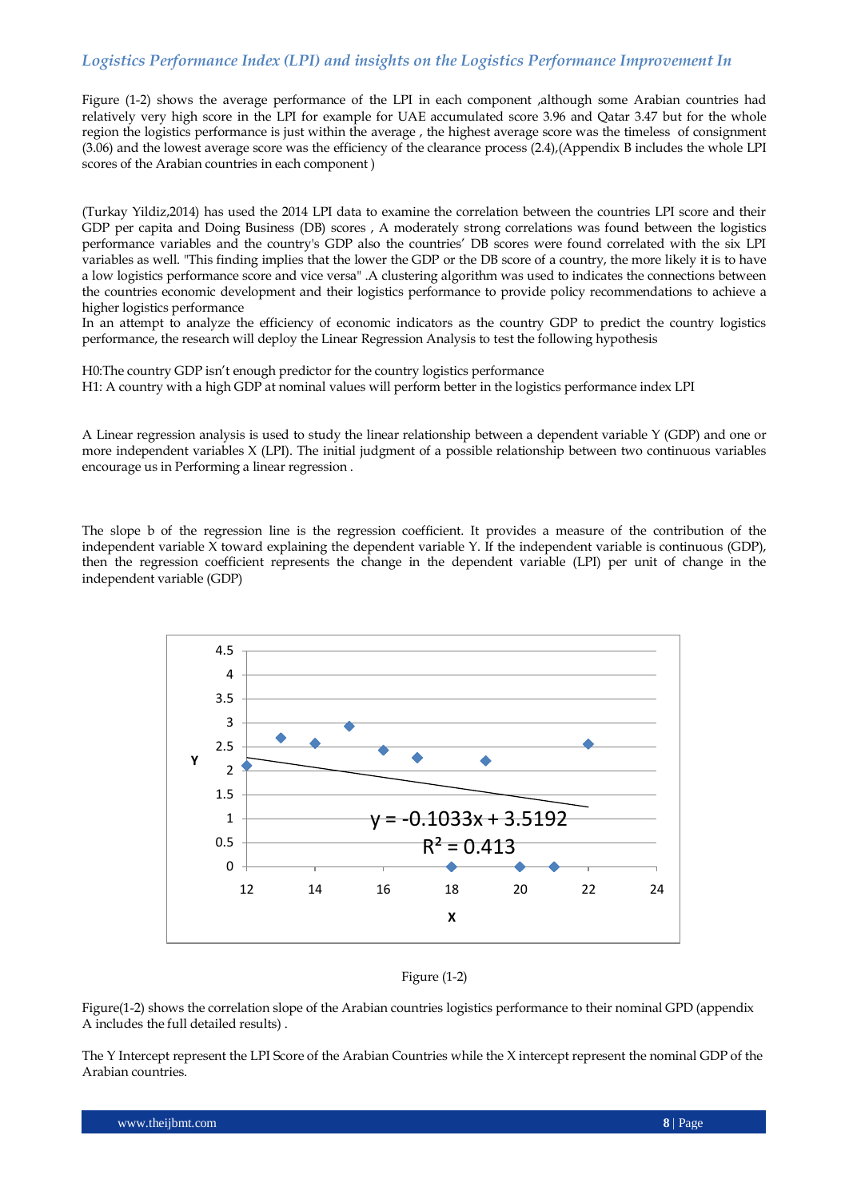Figure (1-2) shows the average performance of the LPI in each component ,although some Arabian countries had relatively very high score in the LPI for example for UAE accumulated score 3.96 and Qatar 3.47 but for the whole region the logistics performance is just within the average , the highest average score was the timeless of consignment (3.06) and the lowest average score was the efficiency of the clearance process (2.4),(Appendix B includes the whole LPI scores of the Arabian countries in each component )

(Turkay Yildiz,2014) has used the 2014 LPI data to examine the correlation between the countries LPI score and their GDP per capita and Doing Business (DB) scores , A moderately strong correlations was found between the logistics performance variables and the country's GDP also the countries' DB scores were found correlated with the six LPI variables as well. "This finding implies that the lower the GDP or the DB score of a country, the more likely it is to have a low logistics performance score and vice versa" .A clustering algorithm was used to indicates the connections between the countries economic development and their logistics performance to provide policy recommendations to achieve a higher logistics performance

In an attempt to analyze the efficiency of economic indicators as the country GDP to predict the country logistics performance, the research will deploy the Linear Regression Analysis to test the following hypothesis

H0:The country GDP isn't enough predictor for the country logistics performance
H1: A country with a high GDP at nominal values will perform better in the logistics performance index LPI

A Linear regression analysis is used to study the linear relationship between a dependent variable Y (GDP) and one or more independent variables X (LPI). The initial judgment of a possible relationship between two continuous variables encourage us in Performing a linear regression .

The slope b of the regression line is the regression coefficient. It provides a measure of the contribution of the independent variable X toward explaining the dependent variable Y. If the independent variable is continuous (GDP), then the regression coefficient represents the change in the dependent variable (LPI) per unit of change in the independent variable (GDP)

$y = -0.1033x + 3.5192$

$R^2 = 0.413$

Figure (1-2)

Figure(1-2) shows the correlation slope of the Arabian countries logistics performance to their nominal GPD (appendix A includes the full detailed results) .

The Y Intercept represent the LPI Score of the Arabian Countries while the X intercept represent the nominal GDP of the Arabian countries.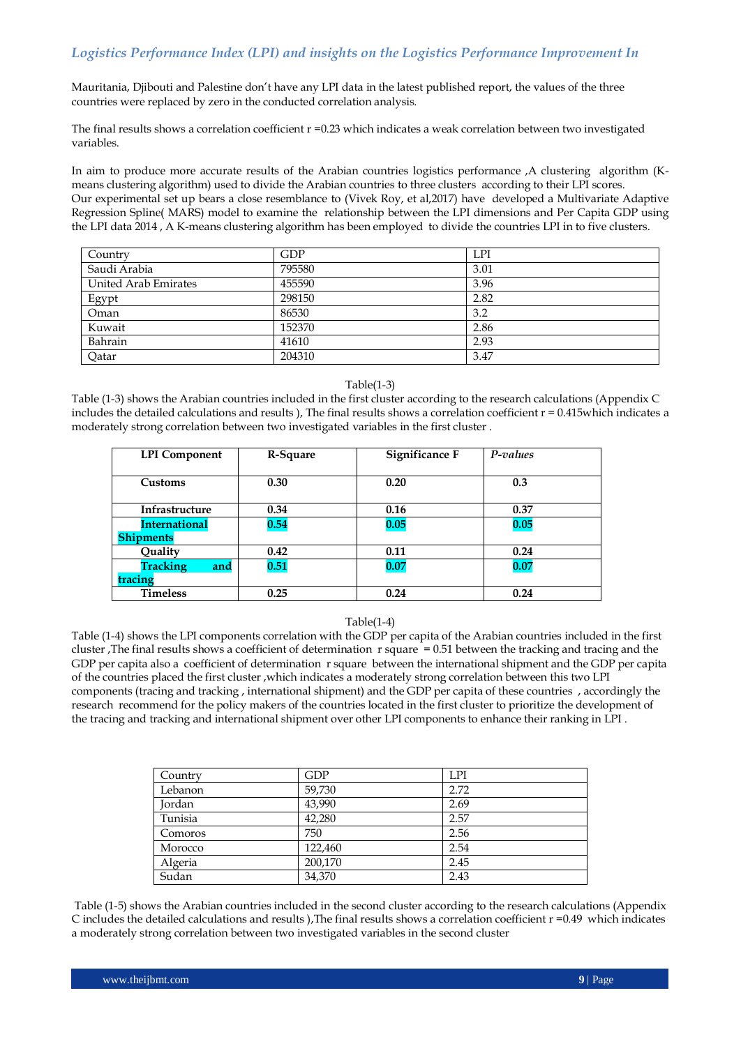Mauritania, Djibouti and Palestine don't have any LPI data in the latest published report, the values of the three countries were replaced by zero in the conducted correlation analysis.

The final results shows a correlation coefficient r =0.23 which indicates a weak correlation between two investigated variables.

In aim to produce more accurate results of the Arabian countries logistics performance ,A clustering algorithm (K-means clustering algorithm) used to divide the Arabian countries to three clusters according to their LPI scores. Our experimental set up bears a close resemblance to (Vivek Roy, et al,2017) have developed a Multivariate Adaptive Regression Spline( MARS) model to examine the relationship between the LPI dimensions and Per Capita GDP using the LPI data 2014 , A K-means clustering algorithm has been employed to divide the countries LPI in to five clusters.

| Country | GDP | LPI |
|---|---|---|
| Saudi Arabia | 795580 | 3.01 |
| United Arab Emirates | 455590 | 3.96 |
| Egypt | 298150 | 2.82 |
| Oman | 86530 | 3.2 |
| Kuwait | 152370 | 2.86 |
| Bahrain | 41610 | 2.93 |
| Qatar | 204310 | 3.47 |

Table(1-3)

Table (1-3) shows the Arabian countries included in the first cluster according to the research calculations (Appendix C includes the detailed calculations and results ), The final results shows a correlation coefficient r = 0.415which indicates a moderately strong correlation between two investigated variables in the first cluster .

| LPI Component | R-Square | Significance F | *P-values* |
|---|---|---|---|
| **Customs** | **0.30** | **0.20** | **0.3** |
| **Infrastructure** | **0.34** | **0.16** | **0.37** |
| **International Shipments** | **0.54** | **0.05** | **0.05** |
| **Quality** | **0.42** | **0.11** | **0.24** |
| **Tracking and tracing** | **0.51** | **0.07** | **0.07** |
| **Timeless** | **0.25** | **0.24** | **0.24** |

Table(1-4)

Table (1-4) shows the LPI components correlation with the GDP per capita of the Arabian countries included in the first cluster ,The final results shows a coefficient of determination r square = 0.51 between the tracking and tracing and the GDP per capita also a coefficient of determination r square between the international shipment and the GDP per capita of the countries placed the first cluster ,which indicates a moderately strong correlation between this two LPI components (tracing and tracking , international shipment) and the GDP per capita of these countries , accordingly the research recommend for the policy makers of the countries located in the first cluster to prioritize the development of the tracing and tracking and international shipment over other LPI components to enhance their ranking in LPI .

| Country | GDP | LPI |
|---|---|---|
| Lebanon | 59,730 | 2.72 |
| Jordan | 43,990 | 2.69 |
| Tunisia | 42,280 | 2.57 |
| Comoros | 750 | 2.56 |
| Morocco | 122,460 | 2.54 |
| Algeria | 200,170 | 2.45 |
| Sudan | 34,370 | 2.43 |

Table (1-5) shows the Arabian countries included in the second cluster according to the research calculations (Appendix C includes the detailed calculations and results ),The final results shows a correlation coefficient r =0.49 which indicates a moderately strong correlation between two investigated variables in the second cluster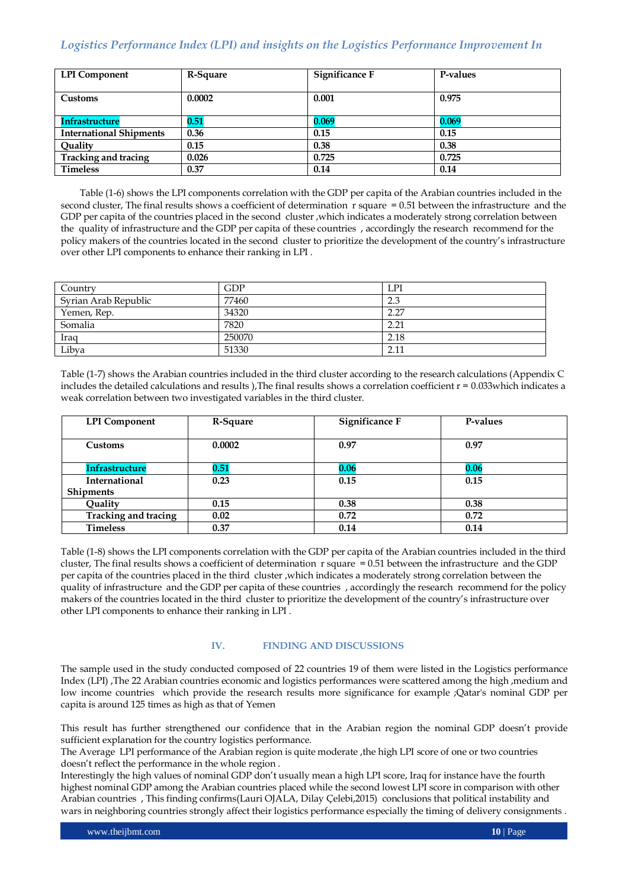| LPI Component | R-Square | Significance F | P-values |
|---|---|---|---|
| Customs | 0.0002 | 0.001 | 0.975 |
| Infrastructure | 0.51 | 0.069 | 0.069 |
| International Shipments | 0.36 | 0.15 | 0.15 |
| Quality | 0.15 | 0.38 | 0.38 |
| Tracking and tracing | 0.026 | 0.725 | 0.725 |
| Timeless | 0.37 | 0.14 | 0.14 |

Table (1-6) shows the LPI components correlation with the GDP per capita of the Arabian countries included in the second cluster, The final results shows a coefficient of determination r square = 0.51 between the infrastructure and the GDP per capita of the countries placed in the second cluster ,which indicates a moderately strong correlation between the quality of infrastructure and the GDP per capita of these countries , accordingly the research recommend for the policy makers of the countries located in the second cluster to prioritize the development of the country's infrastructure over other LPI components to enhance their ranking in LPI .

| Country | GDP | LPI |
|---|---|---|
| Syrian Arab Republic | 77460 | 2.3 |
| Yemen, Rep. | 34320 | 2.27 |
| Somalia | 7820 | 2.21 |
| Iraq | 250070 | 2.18 |
| Libya | 51330 | 2.11 |

Table (1-7) shows the Arabian countries included in the third cluster according to the research calculations (Appendix C includes the detailed calculations and results ),The final results shows a correlation coefficient r = 0.033which indicates a weak correlation between two investigated variables in the third cluster.

| LPI Component | R-Square | Significance F | P-values |
|---|---|---|---|
| Customs | 0.0002 | 0.97 | 0.97 |
| Infrastructure | 0.51 | 0.06 | 0.06 |
| International Shipments | 0.23 | 0.15 | 0.15 |
| Quality | 0.15 | 0.38 | 0.38 |
| Tracking and tracing | 0.02 | 0.72 | 0.72 |
| Timeless | 0.37 | 0.14 | 0.14 |

Table (1-8) shows the LPI components correlation with the GDP per capita of the Arabian countries included in the third cluster, The final results shows a coefficient of determination r square = 0.51 between the infrastructure and the GDP per capita of the countries placed in the third cluster ,which indicates a moderately strong correlation between the quality of infrastructure and the GDP per capita of these countries , accordingly the research recommend for the policy makers of the countries located in the third cluster to prioritize the development of the country's infrastructure over other LPI components to enhance their ranking in LPI .

## IV. FINDING AND DISCUSSIONS

The sample used in the study conducted composed of 22 countries 19 of them were listed in the Logistics performance Index (LPI) ,The 22 Arabian countries economic and logistics performances were scattered among the high ,medium and low income countries which provide the research results more significance for example ;Qatar's nominal GDP per capita is around 125 times as high as that of Yemen

This result has further strengthened our confidence that in the Arabian region the nominal GDP doesn't provide sufficient explanation for the country logistics performance.

The Average LPI performance of the Arabian region is quite moderate ,the high LPI score of one or two countries doesn't reflect the performance in the whole region .

Interestingly the high values of nominal GDP don't usually mean a high LPI score, Iraq for instance have the fourth highest nominal GDP among the Arabian countries placed while the second lowest LPI score in comparison with other Arabian countries , This finding confirms(Lauri OJALA, Dilay Çelebi,2015) conclusions that political instability and wars in neighboring countries strongly affect their logistics performance especially the timing of delivery consignments .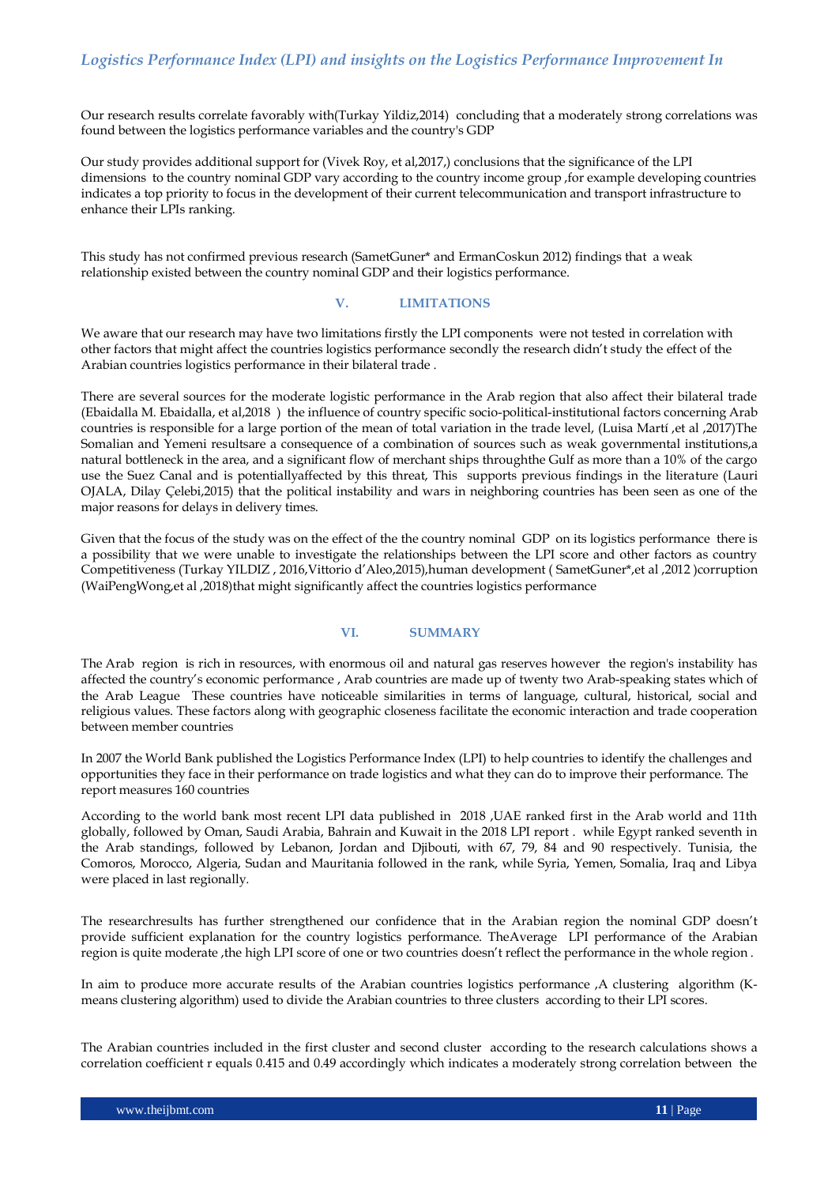Our research results correlate favorably with(Turkay Yildiz,2014) concluding that a moderately strong correlations was found between the logistics performance variables and the country's GDP

Our study provides additional support for (Vivek Roy, et al,2017,) conclusions that the significance of the LPI dimensions to the country nominal GDP vary according to the country income group ,for example developing countries indicates a top priority to focus in the development of their current telecommunication and transport infrastructure to enhance their LPIs ranking.

This study has not confirmed previous research (SametGuner* and ErmanCoskun 2012) findings that a weak relationship existed between the country nominal GDP and their logistics performance.

## V. LIMITATIONS

We aware that our research may have two limitations firstly the LPI components were not tested in correlation with other factors that might affect the countries logistics performance secondly the research didn't study the effect of the Arabian countries logistics performance in their bilateral trade .

There are several sources for the moderate logistic performance in the Arab region that also affect their bilateral trade (Ebaidalla M. Ebaidalla, et al,2018 ) the influence of country specific socio-political-institutional factors concerning Arab countries is responsible for a large portion of the mean of total variation in the trade level, (Luisa Martí ,et al ,2017)The Somalian and Yemeni resultsare a consequence of a combination of sources such as weak governmental institutions,a natural bottleneck in the area, and a significant flow of merchant ships throughthe Gulf as more than a 10% of the cargo use the Suez Canal and is potentiallyaffected by this threat, This supports previous findings in the literature (Lauri OJALA, Dilay Çelebi,2015) that the political instability and wars in neighboring countries has been seen as one of the major reasons for delays in delivery times.

Given that the focus of the study was on the effect of the the country nominal GDP on its logistics performance there is a possibility that we were unable to investigate the relationships between the LPI score and other factors as country Competitiveness (Turkay YILDIZ , 2016,Vittorio d'Aleo,2015),human development ( SametGuner*,et al ,2012 )corruption (WaiPengWong,et al ,2018)that might significantly affect the countries logistics performance

## VI. SUMMARY

The Arab region is rich in resources, with enormous oil and natural gas reserves however the region's instability has affected the country's economic performance , Arab countries are made up of twenty two Arab-speaking states which of the Arab League These countries have noticeable similarities in terms of language, cultural, historical, social and religious values. These factors along with geographic closeness facilitate the economic interaction and trade cooperation between member countries

In 2007 the World Bank published the Logistics Performance Index (LPI) to help countries to identify the challenges and opportunities they face in their performance on trade logistics and what they can do to improve their performance. The report measures 160 countries

According to the world bank most recent LPI data published in 2018 ,UAE ranked first in the Arab world and 11th globally, followed by Oman, Saudi Arabia, Bahrain and Kuwait in the 2018 LPI report . while Egypt ranked seventh in the Arab standings, followed by Lebanon, Jordan and Djibouti, with 67, 79, 84 and 90 respectively. Tunisia, the Comoros, Morocco, Algeria, Sudan and Mauritania followed in the rank, while Syria, Yemen, Somalia, Iraq and Libya were placed in last regionally.

The researchresults has further strengthened our confidence that in the Arabian region the nominal GDP doesn't provide sufficient explanation for the country logistics performance. TheAverage LPI performance of the Arabian region is quite moderate ,the high LPI score of one or two countries doesn't reflect the performance in the whole region .

In aim to produce more accurate results of the Arabian countries logistics performance ,A clustering algorithm (K-means clustering algorithm) used to divide the Arabian countries to three clusters according to their LPI scores.

The Arabian countries included in the first cluster and second cluster according to the research calculations shows a correlation coefficient r equals 0.415 and 0.49 accordingly which indicates a moderately strong correlation between the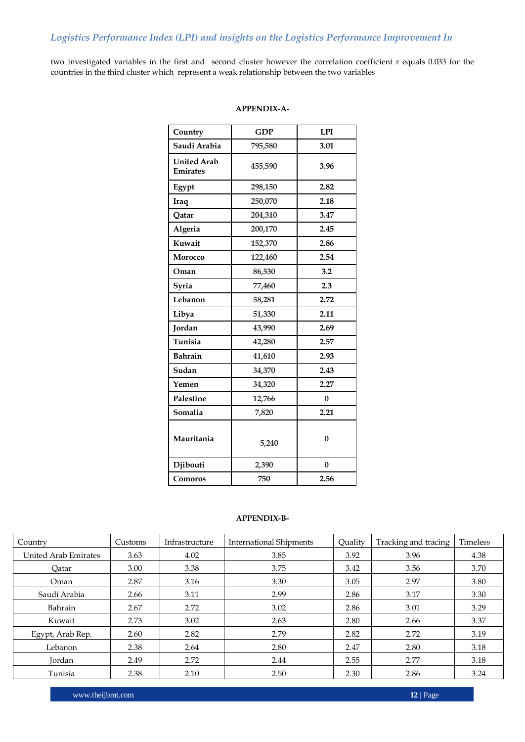two investigated variables in the first and second cluster however the correlation coefficient r equals 0.033 for the countries in the third cluster which represent a weak relationship between the two variables

## APPENDIX-A-

| Country | GDP | LPI |
|---|---|---|
| **Saudi Arabia** | 795,580 | 3.01 |
| **United Arab Emirates** | 455,590 | 3.96 |
| **Egypt** | 298,150 | 2.82 |
| **Iraq** | 250,070 | 2.18 |
| **Qatar** | 204,310 | 3.47 |
| **Algeria** | 200,170 | 2.45 |
| **Kuwait** | 152,370 | 2.86 |
| **Morocco** | 122,460 | 2.54 |
| **Oman** | 86,530 | 3.2 |
| **Syria** | 77,460 | 2.3 |
| **Lebanon** | 58,281 | 2.72 |
| **Libya** | 51,330 | 2.11 |
| **Jordan** | 43,990 | 2.69 |
| **Tunisia** | 42,280 | 2.57 |
| **Bahrain** | 41,610 | 2.93 |
| **Sudan** | 34,370 | 2.43 |
| **Yemen** | 34,320 | 2.27 |
| **Palestine** | 12,766 | 0 |
| **Somalia** | 7,820 | 2.21 |
| **Mauritania** | 5,240 | 0 |
| **Djibouti** | 2,390 | 0 |
| **Comoros** | 750 | 2.56 |

## APPENDIX-B-

| Country | Customs | Infrastructure | International Shipments | Quality | Tracking and tracing | Timeless |
|---|---|---|---|---|---|---|
| United Arab Emirates | 3.63 | 4.02 | 3.85 | 3.92 | 3.96 | 4.38 |
| Qatar | 3.00 | 3.38 | 3.75 | 3.42 | 3.56 | 3.70 |
| Oman | 2.87 | 3.16 | 3.30 | 3.05 | 2.97 | 3.80 |
| Saudi Arabia | 2.66 | 3.11 | 2.99 | 2.86 | 3.17 | 3.30 |
| Bahrain | 2.67 | 2.72 | 3.02 | 2.86 | 3.01 | 3.29 |
| Kuwait | 2.73 | 3.02 | 2.63 | 2.80 | 2.66 | 3.37 |
| Egypt, Arab Rep. | 2.60 | 2.82 | 2.79 | 2.82 | 2.72 | 3.19 |
| Lebanon | 2.38 | 2.64 | 2.80 | 2.47 | 2.80 | 3.18 |
| Jordan | 2.49 | 2.72 | 2.44 | 2.55 | 2.77 | 3.18 |
| Tunisia | 2.38 | 2.10 | 2.50 | 2.30 | 2.86 | 3.24 |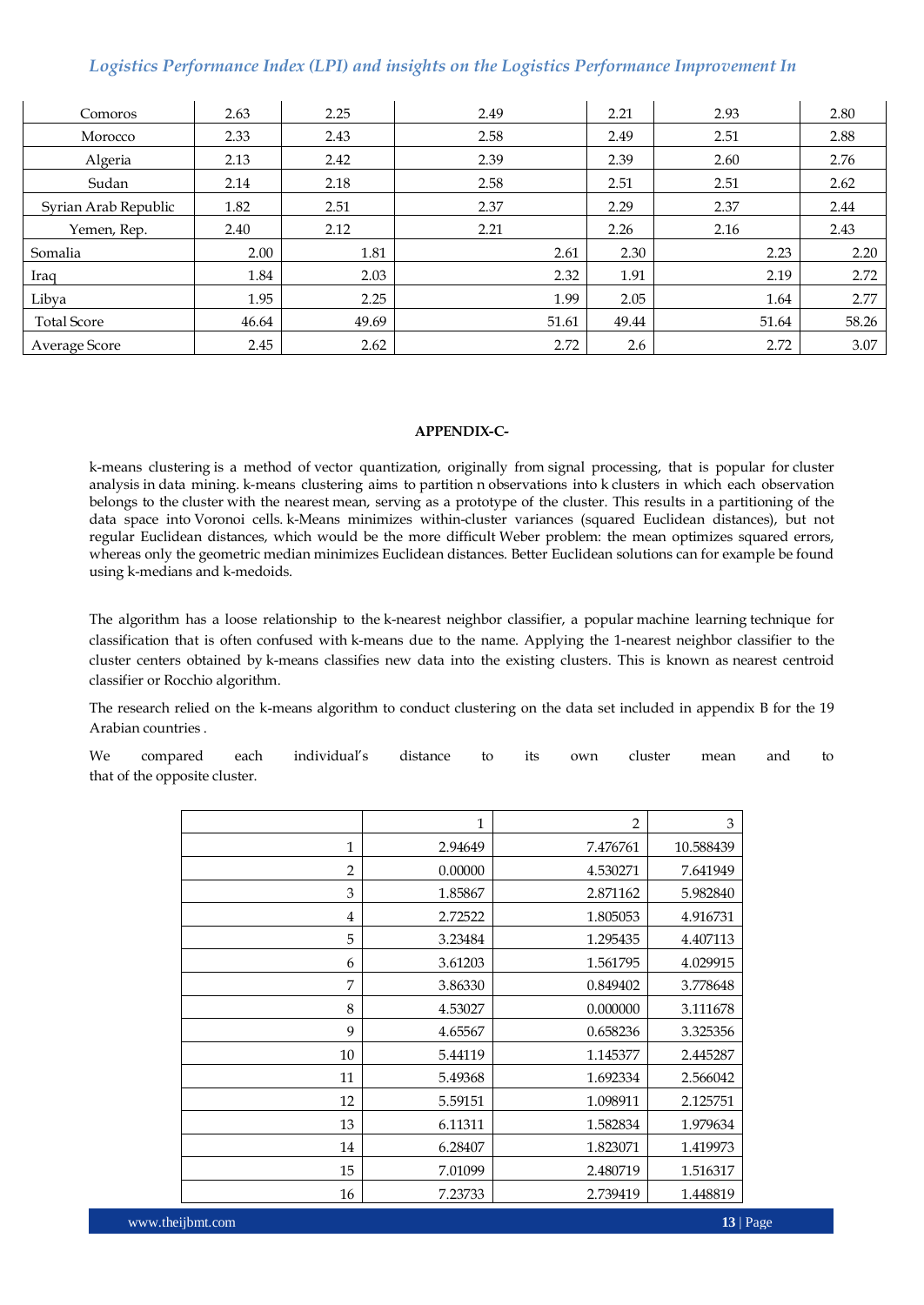| | | | | | | |
|---|---|---|---|---|---|---|
| Comoros | 2.63 | 2.25 | 2.49 | 2.21 | 2.93 | 2.80 |
| Morocco | 2.33 | 2.43 | 2.58 | 2.49 | 2.51 | 2.88 |
| Algeria | 2.13 | 2.42 | 2.39 | 2.39 | 2.60 | 2.76 |
| Sudan | 2.14 | 2.18 | 2.58 | 2.51 | 2.51 | 2.62 |
| Syrian Arab Republic | 1.82 | 2.51 | 2.37 | 2.29 | 2.37 | 2.44 |
| Yemen, Rep. | 2.40 | 2.12 | 2.21 | 2.26 | 2.16 | 2.43 |
| Somalia | 2.00 | 1.81 | 2.61 | 2.30 | 2.23 | 2.20 |
| Iraq | 1.84 | 2.03 | 2.32 | 1.91 | 2.19 | 2.72 |
| Libya | 1.95 | 2.25 | 1.99 | 2.05 | 1.64 | 2.77 |
| Total Score | 46.64 | 49.69 | 51.61 | 49.44 | 51.64 | 58.26 |
| Average Score | 2.45 | 2.62 | 2.72 | 2.6 | 2.72 | 3.07 |

**APPENDIX-C-**

k-means clustering is a method of vector quantization, originally from signal processing, that is popular for cluster analysis in data mining. k-means clustering aims to partition n observations into k clusters in which each observation belongs to the cluster with the nearest mean, serving as a prototype of the cluster. This results in a partitioning of the data space into Voronoi cells. k-Means minimizes within-cluster variances (squared Euclidean distances), but not regular Euclidean distances, which would be the more difficult Weber problem: the mean optimizes squared errors, whereas only the geometric median minimizes Euclidean distances. Better Euclidean solutions can for example be found using k-medians and k-medoids.

The algorithm has a loose relationship to the k-nearest neighbor classifier, a popular machine learning technique for classification that is often confused with k-means due to the name. Applying the 1-nearest neighbor classifier to the cluster centers obtained by k-means classifies new data into the existing clusters. This is known as nearest centroid classifier or Rocchio algorithm.

The research relied on the k-means algorithm to conduct clustering on the data set included in appendix B for the 19 Arabian countries .

We compared each individual's distance to its own cluster mean and to that of the opposite cluster.

| | 1 | 2 | 3 |
|---|---|---|---|
| 1 | 2.94649 | 7.476761 | 10.588439 |
| 2 | 0.00000 | 4.530271 | 7.641949 |
| 3 | 1.85867 | 2.871162 | 5.982840 |
| 4 | 2.72522 | 1.805053 | 4.916731 |
| 5 | 3.23484 | 1.295435 | 4.407113 |
| 6 | 3.61203 | 1.561795 | 4.029915 |
| 7 | 3.86330 | 0.849402 | 3.778648 |
| 8 | 4.53027 | 0.000000 | 3.111678 |
| 9 | 4.65567 | 0.658236 | 3.325356 |
| 10 | 5.44119 | 1.145377 | 2.445287 |
| 11 | 5.49368 | 1.692334 | 2.566042 |
| 12 | 5.59151 | 1.098911 | 2.125751 |
| 13 | 6.11311 | 1.582834 | 1.979634 |
| 14 | 6.28407 | 1.823071 | 1.419973 |
| 15 | 7.01099 | 2.480719 | 1.516317 |
| 16 | 7.23733 | 2.739419 | 1.448819 |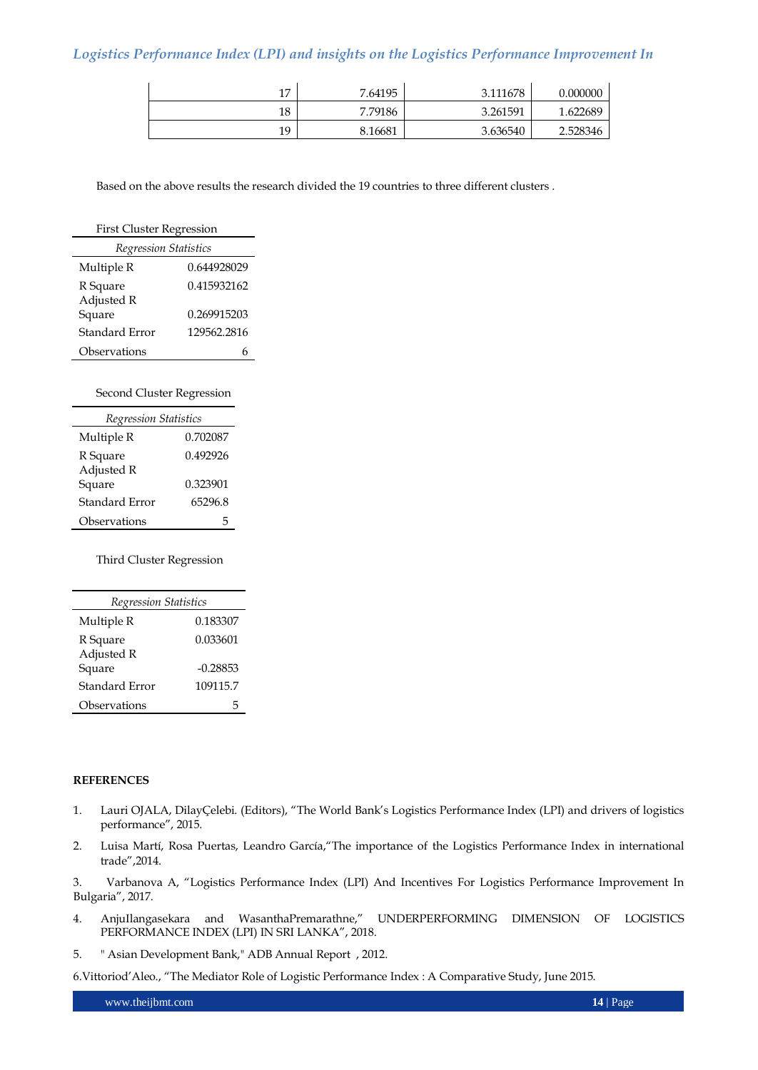| | | | |
|---|---|---|---|
| 17 | 7.64195 | 3.111678 | 0.000000 |
| 18 | 7.79186 | 3.261591 | 1.622689 |
| 19 | 8.16681 | 3.636540 | 2.528346 |

Based on the above results the research divided the 19 countries to three different clusters .

First Cluster Regression

| *Regression Statistics* | |
|---|---|
| Multiple R | 0.644928029 |
| R Square | 0.415932162 |
| Adjusted R Square | 0.269915203 |
| Standard Error | 129562.2816 |
| Observations | 6 |

Second Cluster Regression

| *Regression Statistics* | |
|---|---|
| Multiple R | 0.702087 |
| R Square | 0.492926 |
| Adjusted R Square | 0.323901 |
| Standard Error | 65296.8 |
| Observations | 5 |

Third Cluster Regression

| *Regression Statistics* | |
|---|---|
| Multiple R | 0.183307 |
| R Square | 0.033601 |
| Adjusted R Square | -0.28853 |
| Standard Error | 109115.7 |
| Observations | 5 |

**REFERENCES**

1. Lauri OJALA, DilayÇelebi. (Editors), "The World Bank's Logistics Performance Index (LPI) and drivers of logistics performance", 2015.
2. Luisa Martí, Rosa Puertas, Leandro García,"The importance of the Logistics Performance Index in international trade",2014.
3. Varbanova A, "Logistics Performance Index (LPI) And Incentives For Logistics Performance Improvement In Bulgaria", 2017.
4. AnjuIlangasekara and WasanthaPremarathne," UNDERPERFORMING DIMENSION OF LOGISTICS PERFORMANCE INDEX (LPI) IN SRI LANKA", 2018.
5. " Asian Development Bank," ADB Annual Report , 2012.
6. Vittoriod'Aleo., "The Mediator Role of Logistic Performance Index : A Comparative Study, June 2015.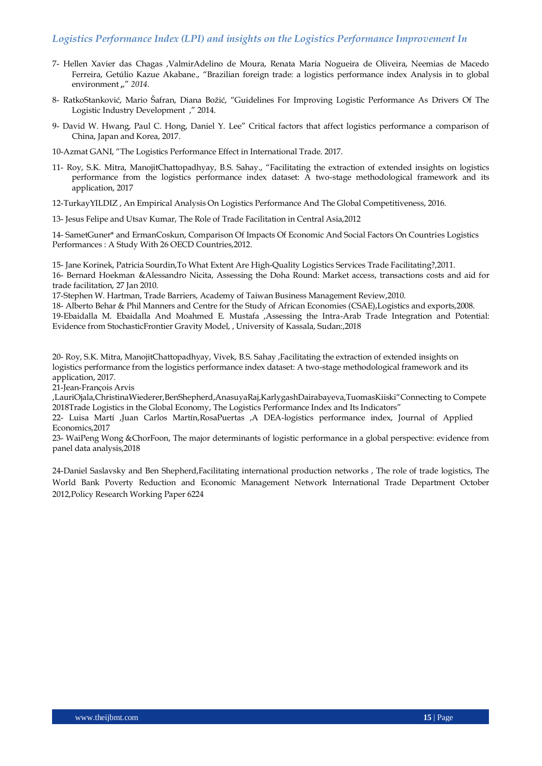7- Hellen Xavier das Chagas ,ValmirAdelino de Moura, Renata Maria Nogueira de Oliveira, Neemias de Macedo Ferreira, Getúlio Kazue Akabane., "Brazilian foreign trade: a logistics performance index Analysis in to global environment „" *2014*.

8- RatkoStanković, Mario Šafran, Diana Božić, "Guidelines For Improving Logistic Performance As Drivers Of The Logistic Industry Development ," 2014.

9- David W. Hwang, Paul C. Hong, Daniel Y. Lee" Critical factors that affect logistics performance a comparison of China, Japan and Korea, 2017.

10-Azmat GANI, "The Logistics Performance Effect in International Trade. 2017.

11- Roy, S.K. Mitra, ManojitChattopadhyay, B.S. Sahay., "Facilitating the extraction of extended insights on logistics performance from the logistics performance index dataset: A two-stage methodological framework and its application, 2017

12-TurkayYILDIZ , An Empirical Analysis On Logistics Performance And The Global Competitiveness, 2016.

13- Jesus Felipe and Utsav Kumar, The Role of Trade Facilitation in Central Asia,2012

14- SametGuner* and ErmanCoskun, Comparison Of Impacts Of Economic And Social Factors On Countries Logistics Performances : A Study With 26 OECD Countries,2012.

15- Jane Korinek, Patricia Sourdin,To What Extent Are High-Quality Logistics Services Trade Facilitating?,2011.

16- Bernard Hoekman &Alessandro Nicita, Assessing the Doha Round: Market access, transactions costs and aid for trade facilitation, 27 Jan 2010.

17-Stephen W. Hartman, Trade Barriers, Academy of Taiwan Business Management Review,2010.

18- Alberto Behar & Phil Manners and Centre for the Study of African Economies (CSAE),Logistics and exports,2008.

19-Ebaidalla M. Ebaidalla And Moahmed E. Mustafa ,Assessing the Intra-Arab Trade Integration and Potential: Evidence from StochasticFrontier Gravity Model, , University of Kassala, Sudan:,2018

20- Roy, S.K. Mitra, ManojitChattopadhyay, Vivek, B.S. Sahay ,Facilitating the extraction of extended insights on logistics performance from the logistics performance index dataset: A two-stage methodological framework and its application, 2017.

21-Jean-François Arvis ,LauriOjala,ChristinaWiederer,BenShepherd,AnasuyaRaj,KarlygashDairabayeva,TuomasKiiski"Connecting to Compete 2018Trade Logistics in the Global Economy, The Logistics Performance Index and Its Indicators"

22- Luisa Martí ,Juan Carlos Martín,RosaPuertas ,A DEA-logistics performance index, Journal of Applied Economics,2017

23- WaiPeng Wong &ChorFoon, The major determinants of logistic performance in a global perspective: evidence from panel data analysis,2018

24-Daniel Saslavsky and Ben Shepherd,Facilitating international production networks , The role of trade logistics, The World Bank Poverty Reduction and Economic Management Network International Trade Department October 2012,Policy Research Working Paper 6224